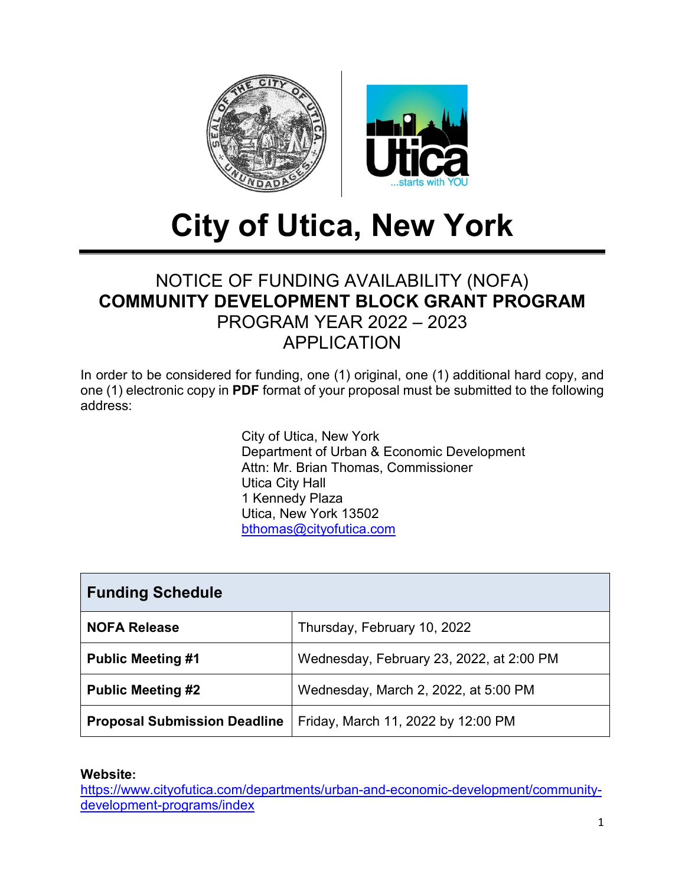# City of Utica, New York

## NOTICE OF FUNDING AVAILABILITY (NOFA)
## **COMMUNITY DEVELOPMENT BLOCK GRANT PROGRAM**
## PROGRAM YEAR 2022 – 2023
## APPLICATION

In order to be considered for funding, one (1) original, one (1) additional hard copy, and one (1) electronic copy in **PDF** format of your proposal must be submitted to the following address:

City of Utica, New York
Department of Urban & Economic Development
Attn: Mr. Brian Thomas, Commissioner
Utica City Hall
1 Kennedy Plaza
Utica, New York 13502
bthomas@cityofutica.com

| **Funding Schedule** | |
|---|---|
| **NOFA Release** | Thursday, February 10, 2022 |
| **Public Meeting #1** | Wednesday, February 23, 2022, at 2:00 PM |
| **Public Meeting #2** | Wednesday, March 2, 2022, at 5:00 PM |
| **Proposal Submission Deadline** | Friday, March 11, 2022 by 12:00 PM |

**Website:**
https://www.cityofutica.com/departments/urban-and-economic-development/community-development-programs/index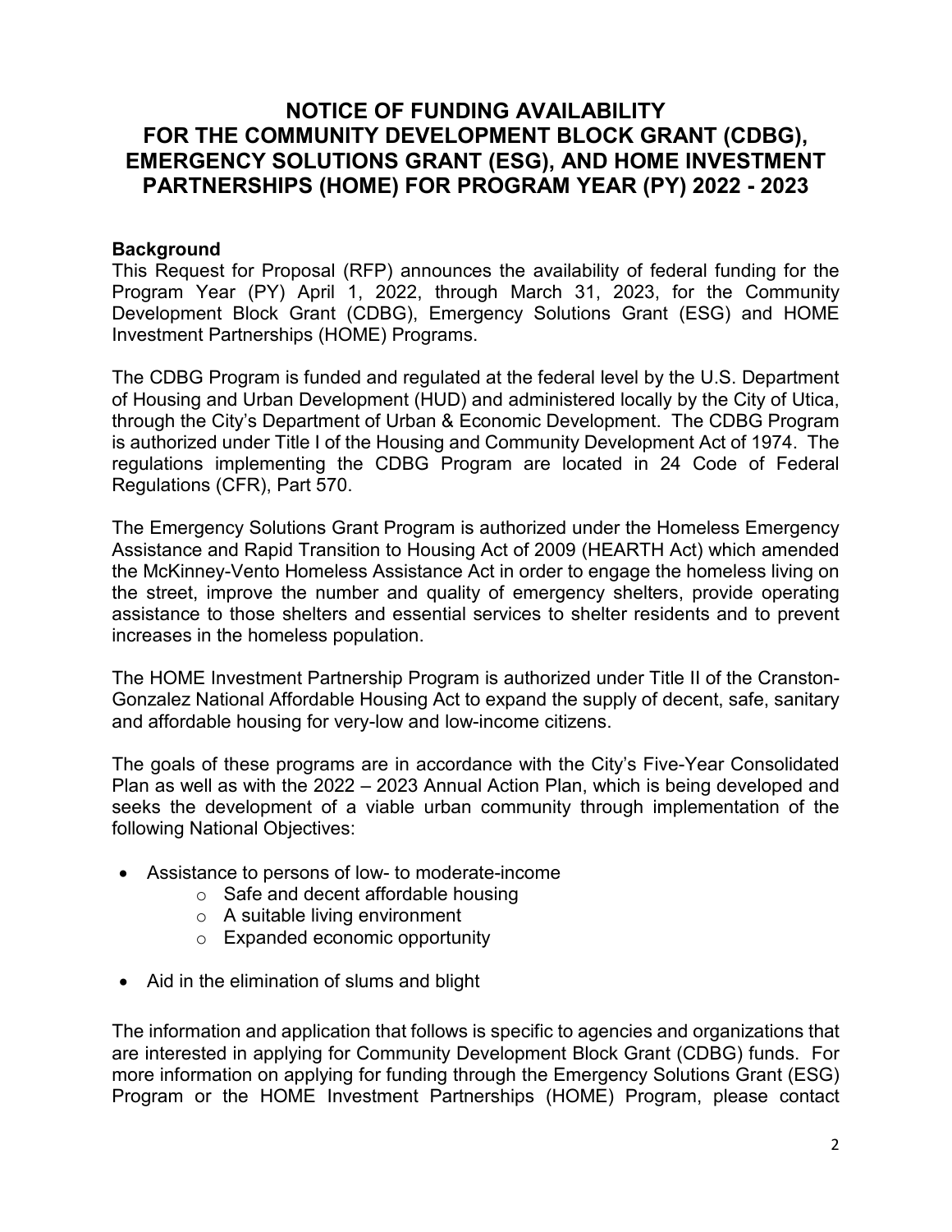# NOTICE OF FUNDING AVAILABILITY FOR THE COMMUNITY DEVELOPMENT BLOCK GRANT (CDBG), EMERGENCY SOLUTIONS GRANT (ESG), AND HOME INVESTMENT PARTNERSHIPS (HOME) FOR PROGRAM YEAR (PY) 2022 - 2023

## Background

This Request for Proposal (RFP) announces the availability of federal funding for the Program Year (PY) April 1, 2022, through March 31, 2023, for the Community Development Block Grant (CDBG), Emergency Solutions Grant (ESG) and HOME Investment Partnerships (HOME) Programs.

The CDBG Program is funded and regulated at the federal level by the U.S. Department of Housing and Urban Development (HUD) and administered locally by the City of Utica, through the City's Department of Urban & Economic Development. The CDBG Program is authorized under Title I of the Housing and Community Development Act of 1974. The regulations implementing the CDBG Program are located in 24 Code of Federal Regulations (CFR), Part 570.

The Emergency Solutions Grant Program is authorized under the Homeless Emergency Assistance and Rapid Transition to Housing Act of 2009 (HEARTH Act) which amended the McKinney-Vento Homeless Assistance Act in order to engage the homeless living on the street, improve the number and quality of emergency shelters, provide operating assistance to those shelters and essential services to shelter residents and to prevent increases in the homeless population.

The HOME Investment Partnership Program is authorized under Title II of the Cranston-Gonzalez National Affordable Housing Act to expand the supply of decent, safe, sanitary and affordable housing for very-low and low-income citizens.

The goals of these programs are in accordance with the City's Five-Year Consolidated Plan as well as with the 2022 – 2023 Annual Action Plan, which is being developed and seeks the development of a viable urban community through implementation of the following National Objectives:

- Assistance to persons of low- to moderate-income
  - Safe and decent affordable housing
  - A suitable living environment
  - Expanded economic opportunity
- Aid in the elimination of slums and blight

The information and application that follows is specific to agencies and organizations that are interested in applying for Community Development Block Grant (CDBG) funds. For more information on applying for funding through the Emergency Solutions Grant (ESG) Program or the HOME Investment Partnerships (HOME) Program, please contact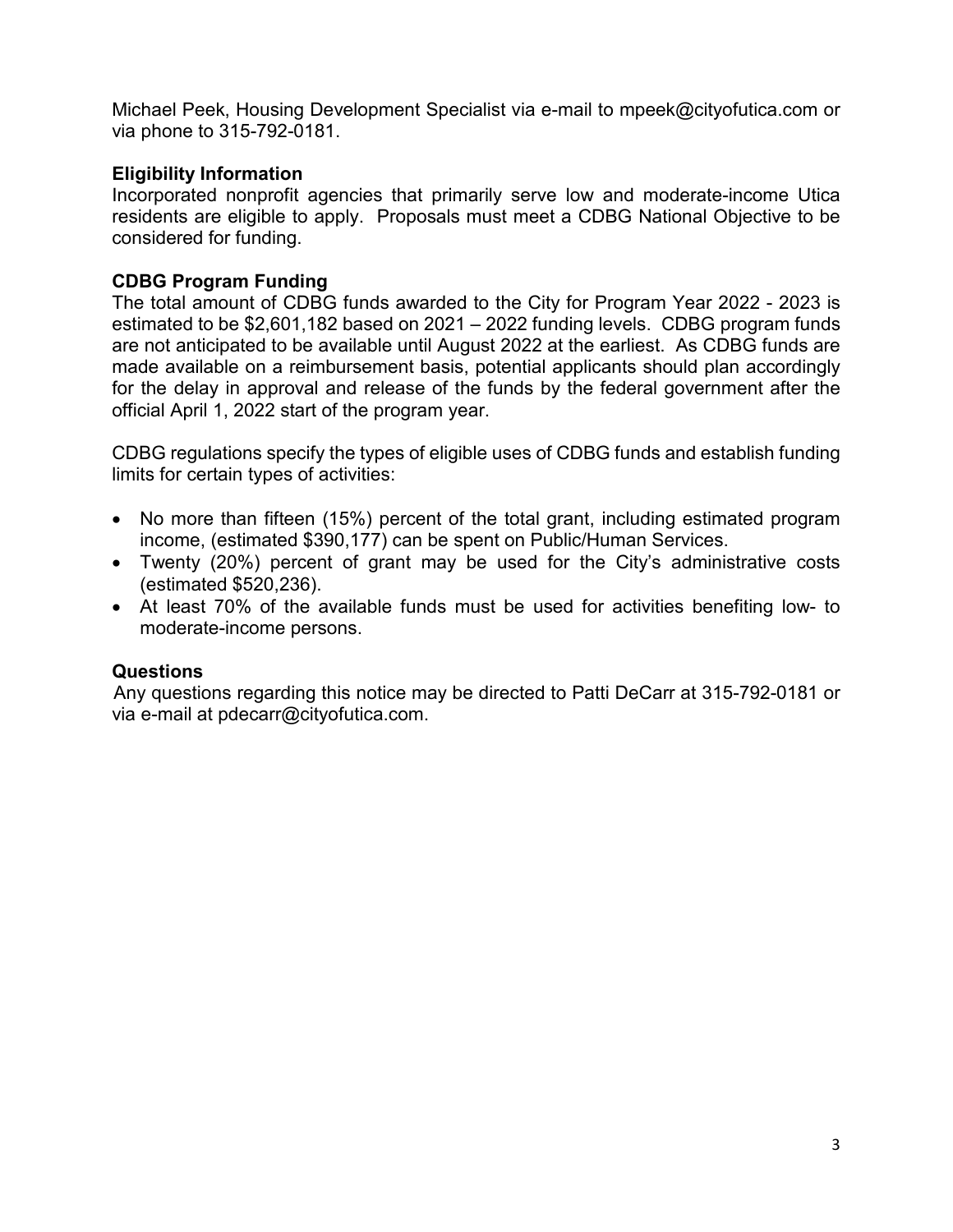Michael Peek, Housing Development Specialist via e-mail to mpeek@cityofutica.com or via phone to 315-792-0181.

### Eligibility Information

Incorporated nonprofit agencies that primarily serve low and moderate-income Utica residents are eligible to apply. Proposals must meet a CDBG National Objective to be considered for funding.

### CDBG Program Funding

The total amount of CDBG funds awarded to the City for Program Year 2022 - 2023 is estimated to be $2,601,182 based on 2021 – 2022 funding levels. CDBG program funds are not anticipated to be available until August 2022 at the earliest. As CDBG funds are made available on a reimbursement basis, potential applicants should plan accordingly for the delay in approval and release of the funds by the federal government after the official April 1, 2022 start of the program year.

CDBG regulations specify the types of eligible uses of CDBG funds and establish funding limits for certain types of activities:

- No more than fifteen (15%) percent of the total grant, including estimated program income, (estimated $390,177) can be spent on Public/Human Services.
- Twenty (20%) percent of grant may be used for the City's administrative costs (estimated $520,236).
- At least 70% of the available funds must be used for activities benefiting low- to moderate-income persons.

### Questions

Any questions regarding this notice may be directed to Patti DeCarr at 315-792-0181 or via e-mail at pdecarr@cityofutica.com.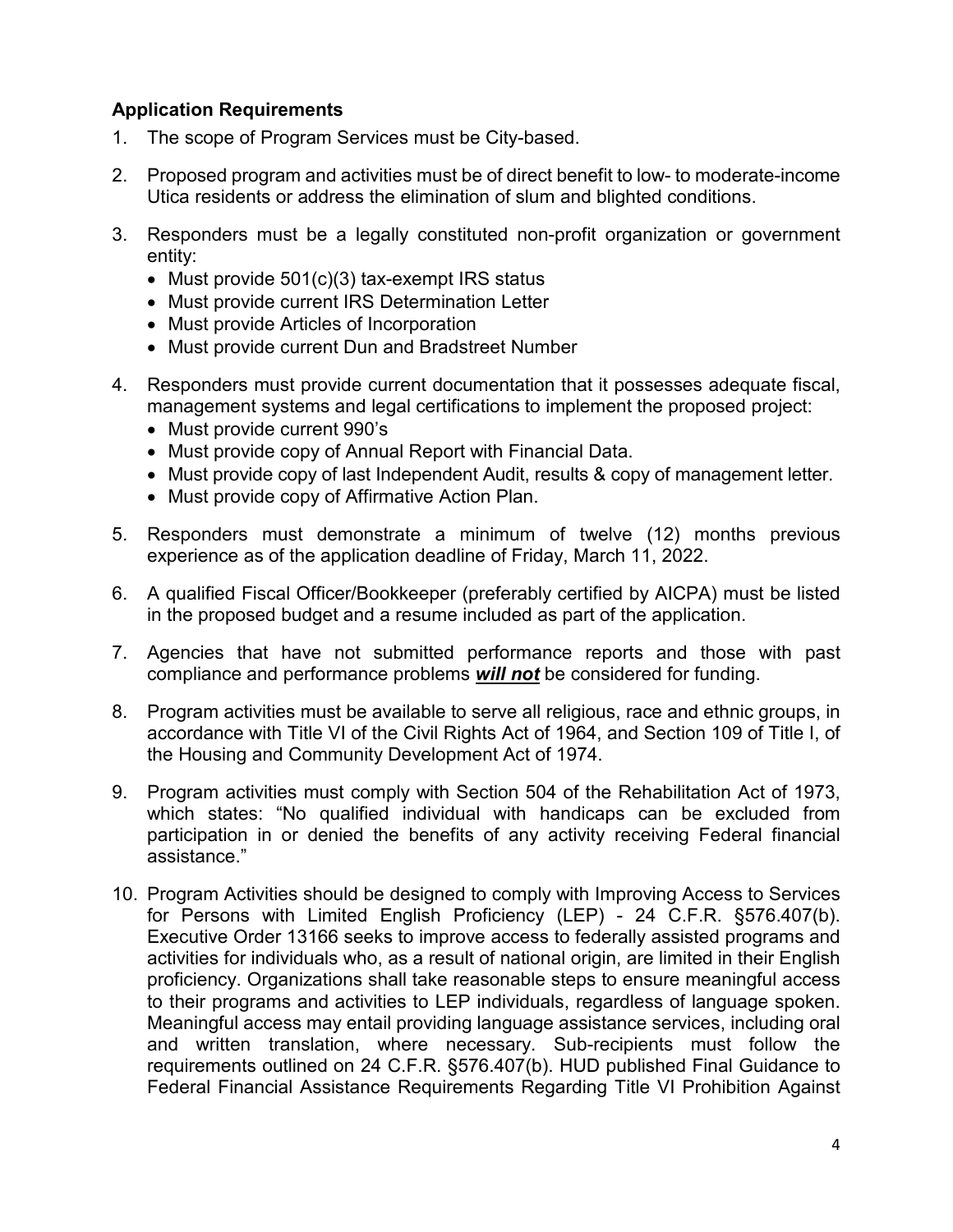### Application Requirements

1. The scope of Program Services must be City-based.

2. Proposed program and activities must be of direct benefit to low- to moderate-income Utica residents or address the elimination of slum and blighted conditions.

3. Responders must be a legally constituted non-profit organization or government entity:
   - Must provide 501(c)(3) tax-exempt IRS status
   - Must provide current IRS Determination Letter
   - Must provide Articles of Incorporation
   - Must provide current Dun and Bradstreet Number

4. Responders must provide current documentation that it possesses adequate fiscal, management systems and legal certifications to implement the proposed project:
   - Must provide current 990's
   - Must provide copy of Annual Report with Financial Data.
   - Must provide copy of last Independent Audit, results & copy of management letter.
   - Must provide copy of Affirmative Action Plan.

5. Responders must demonstrate a minimum of twelve (12) months previous experience as of the application deadline of Friday, March 11, 2022.

6. A qualified Fiscal Officer/Bookkeeper (preferably certified by AICPA) must be listed in the proposed budget and a resume included as part of the application.

7. Agencies that have not submitted performance reports and those with past compliance and performance problems ***will not*** be considered for funding.

8. Program activities must be available to serve all religious, race and ethnic groups, in accordance with Title VI of the Civil Rights Act of 1964, and Section 109 of Title I, of the Housing and Community Development Act of 1974.

9. Program activities must comply with Section 504 of the Rehabilitation Act of 1973, which states: "No qualified individual with handicaps can be excluded from participation in or denied the benefits of any activity receiving Federal financial assistance."

10. Program Activities should be designed to comply with Improving Access to Services for Persons with Limited English Proficiency (LEP) - 24 C.F.R. §576.407(b). Executive Order 13166 seeks to improve access to federally assisted programs and activities for individuals who, as a result of national origin, are limited in their English proficiency. Organizations shall take reasonable steps to ensure meaningful access to their programs and activities to LEP individuals, regardless of language spoken. Meaningful access may entail providing language assistance services, including oral and written translation, where necessary. Sub-recipients must follow the requirements outlined on 24 C.F.R. §576.407(b). HUD published Final Guidance to Federal Financial Assistance Requirements Regarding Title VI Prohibition Against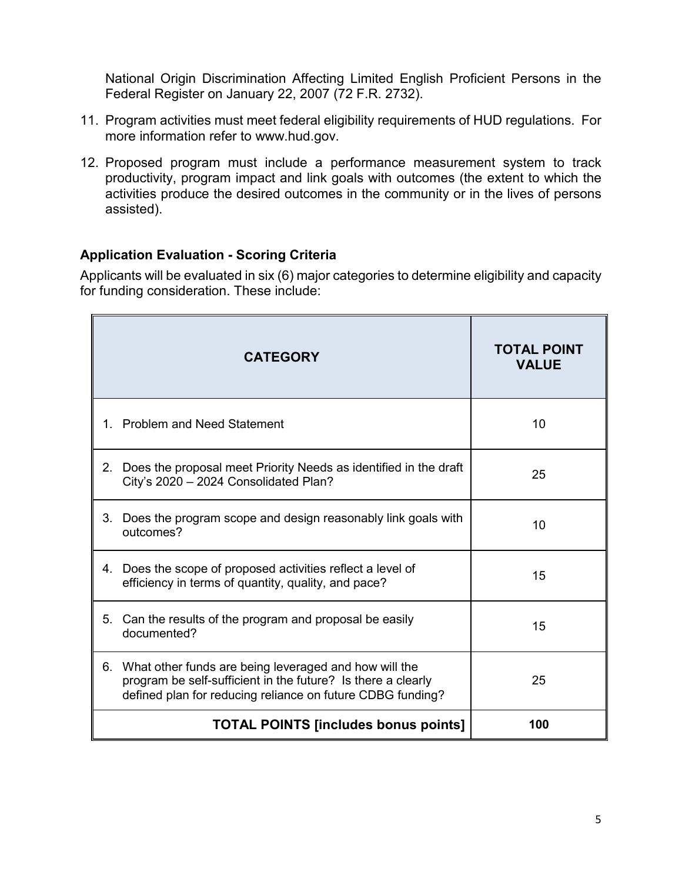National Origin Discrimination Affecting Limited English Proficient Persons in the Federal Register on January 22, 2007 (72 F.R. 2732).

11. Program activities must meet federal eligibility requirements of HUD regulations. For more information refer to www.hud.gov.

12. Proposed program must include a performance measurement system to track productivity, program impact and link goals with outcomes (the extent to which the activities produce the desired outcomes in the community or in the lives of persons assisted).

### Application Evaluation - Scoring Criteria

Applicants will be evaluated in six (6) major categories to determine eligibility and capacity for funding consideration. These include:

| CATEGORY | TOTAL POINT VALUE |
|---|---|
| 1. Problem and Need Statement | 10 |
| 2. Does the proposal meet Priority Needs as identified in the draft City's 2020 – 2024 Consolidated Plan? | 25 |
| 3. Does the program scope and design reasonably link goals with outcomes? | 10 |
| 4. Does the scope of proposed activities reflect a level of efficiency in terms of quantity, quality, and pace? | 15 |
| 5. Can the results of the program and proposal be easily documented? | 15 |
| 6. What other funds are being leveraged and how will the program be self-sufficient in the future? Is there a clearly defined plan for reducing reliance on future CDBG funding? | 25 |
| **TOTAL POINTS [includes bonus points]** | **100** |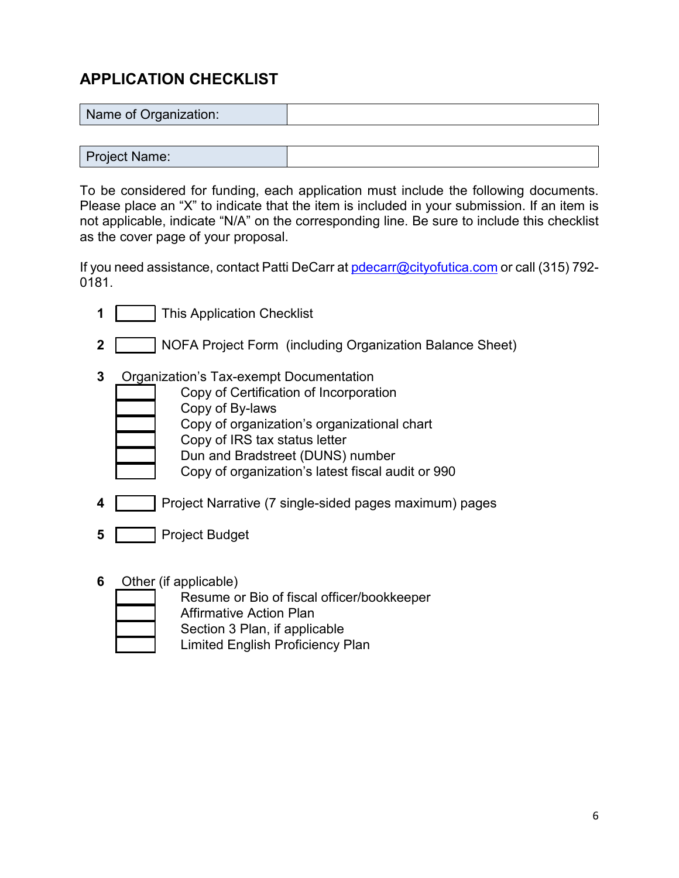## APPLICATION CHECKLIST

| Name of Organization: | |
|---|---|

| Project Name: | |
|---|---|

To be considered for funding, each application must include the following documents. Please place an "X" to indicate that the item is included in your submission. If an item is not applicable, indicate "N/A" on the corresponding line. Be sure to include this checklist as the cover page of your proposal.

If you need assistance, contact Patti DeCarr at pdecarr@cityofutica.com or call (315) 792-0181.

**1** ☐ This Application Checklist

**2** ☐ NOFA Project Form (including Organization Balance Sheet)

**3** Organization's Tax-exempt Documentation

- ☐ Copy of Certification of Incorporation
- ☐ Copy of By-laws
- ☐ Copy of organization's organizational chart
- ☐ Copy of IRS tax status letter
- ☐ Dun and Bradstreet (DUNS) number
- ☐ Copy of organization's latest fiscal audit or 990

**4** ☐ Project Narrative (7 single-sided pages maximum) pages

**5** ☐ Project Budget

**6** Other (if applicable)

- ☐ Resume or Bio of fiscal officer/bookkeeper
- ☐ Affirmative Action Plan
- ☐ Section 3 Plan, if applicable
- ☐ Limited English Proficiency Plan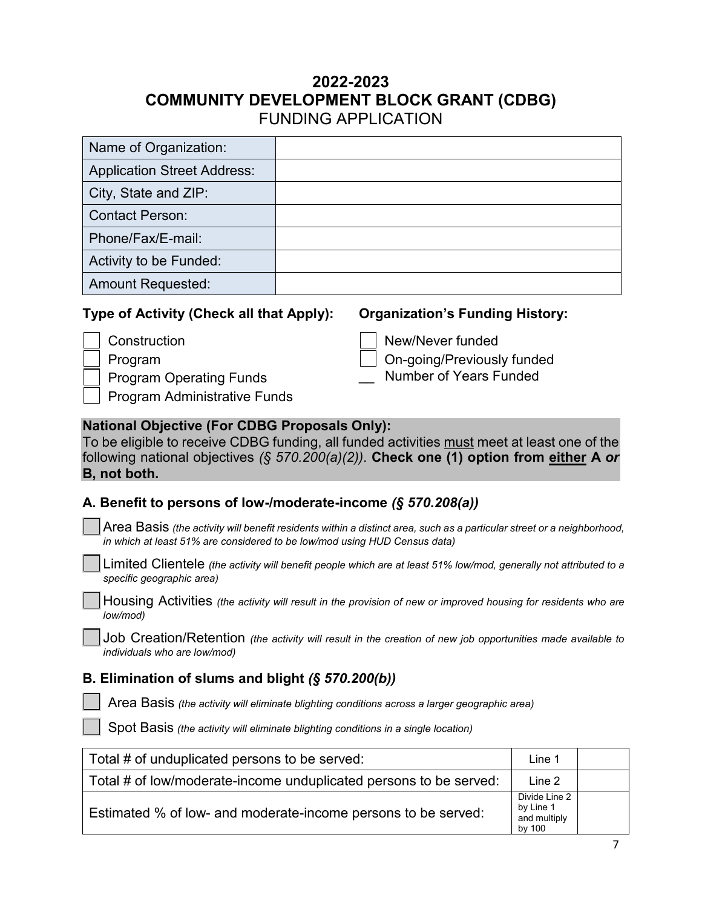# 2022-2023
# COMMUNITY DEVELOPMENT BLOCK GRANT (CDBG)
## FUNDING APPLICATION

| Name of Organization: | |
|---|---|
| Application Street Address: | |
| City, State and ZIP: | |
| Contact Person: | |
| Phone/Fax/E-mail: | |
| Activity to be Funded: | |
| Amount Requested: | |

**Type of Activity (Check all that Apply):**

- ☐ Construction
- ☐ Program
- ☐ Program Operating Funds
- ☐ Program Administrative Funds

**Organization's Funding History:**

- ☐ New/Never funded
- ☐ On-going/Previously funded
- __ Number of Years Funded

**National Objective (For CDBG Proposals Only):**
To be eligible to receive CDBG funding, all funded activities must meet at least one of the following national objectives *(§ 570.200(a)(2))*. **Check one (1) option from either A *or* B, not both.**

### A. Benefit to persons of low-/moderate-income *(§ 570.208(a))*

- ☐ Area Basis *(the activity will benefit residents within a distinct area, such as a particular street or a neighborhood, in which at least 51% are considered to be low/mod using HUD Census data)*
- ☐ Limited Clientele *(the activity will benefit people which are at least 51% low/mod, generally not attributed to a specific geographic area)*
- ☐ Housing Activities *(the activity will result in the provision of new or improved housing for residents who are low/mod)*
- ☐ Job Creation/Retention *(the activity will result in the creation of new job opportunities made available to individuals who are low/mod)*

### B. Elimination of slums and blight *(§ 570.200(b))*

- ☐ Area Basis *(the activity will eliminate blighting conditions across a larger geographic area)*
- ☐ Spot Basis *(the activity will eliminate blighting conditions in a single location)*

| Total # of unduplicated persons to be served: | Line 1 | |
|---|---|---|
| Total # of low/moderate-income unduplicated persons to be served: | Line 2 | |
| Estimated % of low- and moderate-income persons to be served: | Divide Line 2 by Line 1 and multiply by 100 | |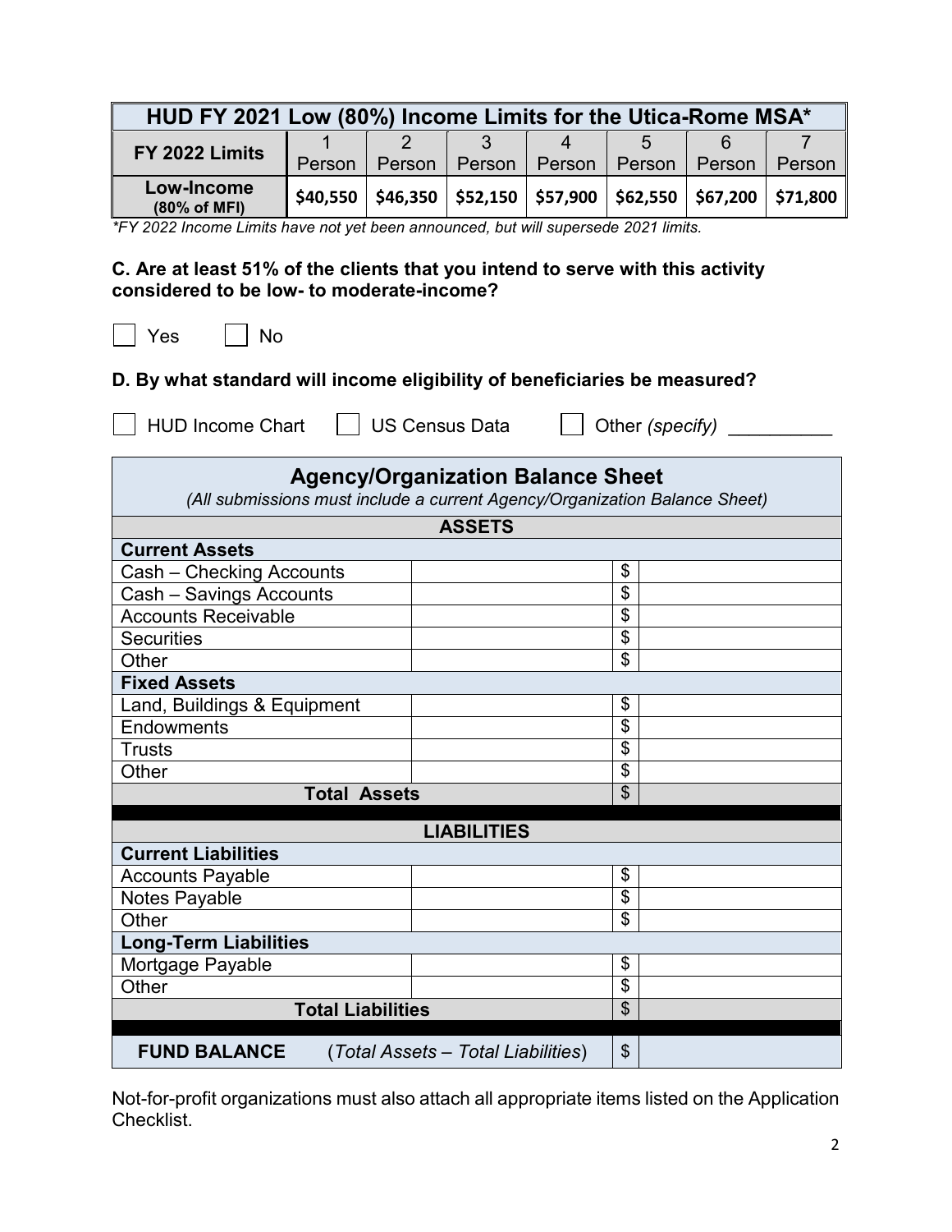| HUD FY 2021 Low (80%) Income Limits for the Utica-Rome MSA* | | | | | | | |
|---|---|---|---|---|---|---|---|
| **FY 2022 Limits** | 1 Person | 2 Person | 3 Person | 4 Person | 5 Person | 6 Person | 7 Person |
| **Low-Income (80% of MFI)** | **$40,550** | **$46,350** | **$52,150** | **$57,900** | **$62,550** | **$67,200** | **$71,800** |

*\*FY 2022 Income Limits have not yet been announced, but will supersede 2021 limits.*

**C. Are at least 51% of the clients that you intend to serve with this activity considered to be low- to moderate-income?**

☐ Yes ☐ No

**D. By what standard will income eligibility of beneficiaries be measured?**

☐ HUD Income Chart ☐ US Census Data ☐ Other *(specify)* __________

| Agency/Organization Balance Sheet *(All submissions must include a current Agency/Organization Balance Sheet)* | | | |
|---|---|---|---|
| **ASSETS** | | | |
| **Current Assets** | | | |
| Cash – Checking Accounts | | $ | |
| Cash – Savings Accounts | | $ | |
| Accounts Receivable | | $ | |
| Securities | | $ | |
| Other | | $ | |
| **Fixed Assets** | | | |
| Land, Buildings & Equipment | | $ | |
| Endowments | | $ | |
| Trusts | | $ | |
| Other | | $ | |
| **Total Assets** | | $ | |
| **LIABILITIES** | | | |
| **Current Liabilities** | | | |
| Accounts Payable | | $ | |
| Notes Payable | | $ | |
| Other | | $ | |
| **Long-Term Liabilities** | | | |
| Mortgage Payable | | $ | |
| Other | | $ | |
| **Total Liabilities** | | $ | |
| **FUND BALANCE** | (*Total Assets – Total Liabilities*) | $ | |

Not-for-profit organizations must also attach all appropriate items listed on the Application Checklist.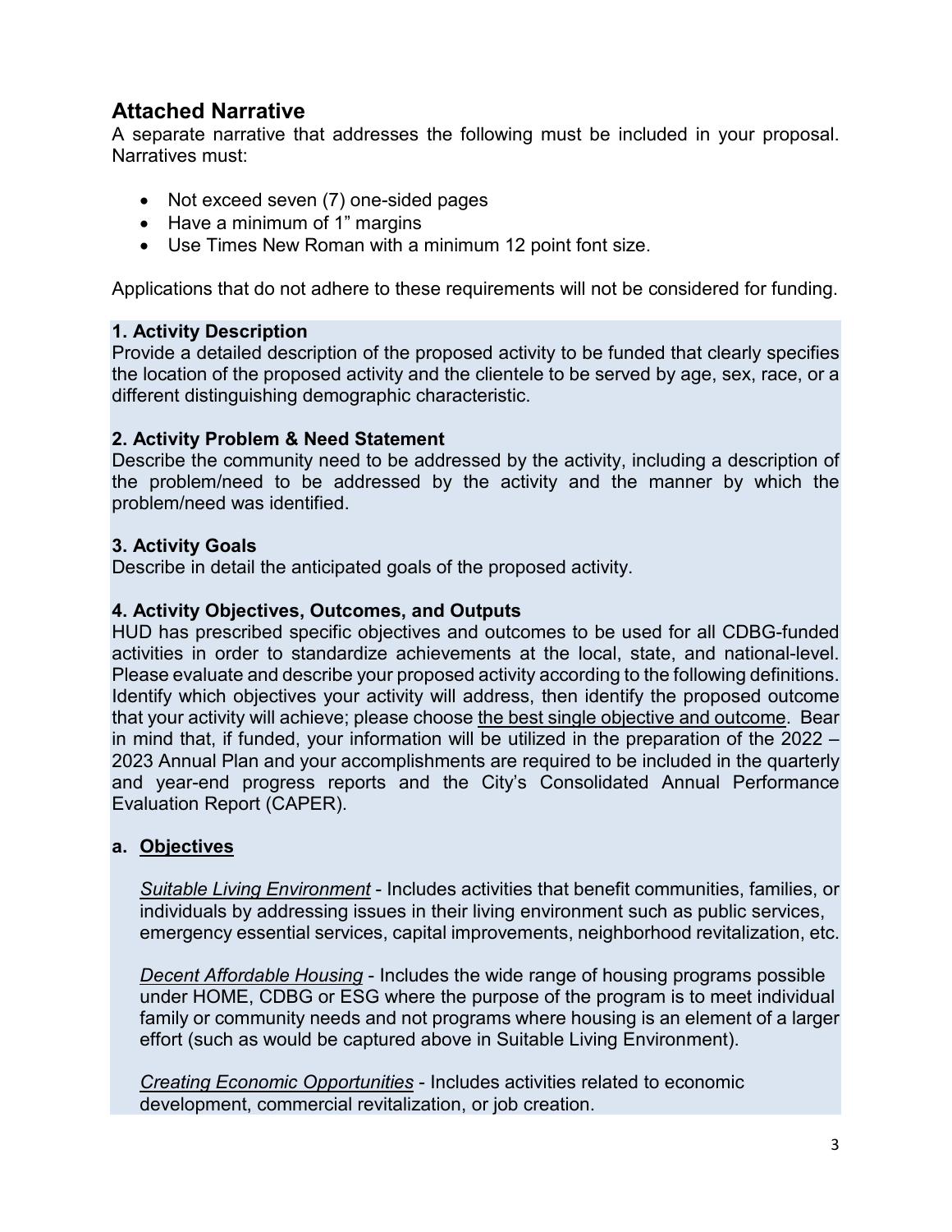## Attached Narrative

A separate narrative that addresses the following must be included in your proposal. Narratives must:

- Not exceed seven (7) one-sided pages
- Have a minimum of 1" margins
- Use Times New Roman with a minimum 12 point font size.

Applications that do not adhere to these requirements will not be considered for funding.

**1. Activity Description**

Provide a detailed description of the proposed activity to be funded that clearly specifies the location of the proposed activity and the clientele to be served by age, sex, race, or a different distinguishing demographic characteristic.

**2. Activity Problem & Need Statement**

Describe the community need to be addressed by the activity, including a description of the problem/need to be addressed by the activity and the manner by which the problem/need was identified.

**3. Activity Goals**

Describe in detail the anticipated goals of the proposed activity.

**4. Activity Objectives, Outcomes, and Outputs**

HUD has prescribed specific objectives and outcomes to be used for all CDBG-funded activities in order to standardize achievements at the local, state, and national-level. Please evaluate and describe your proposed activity according to the following definitions. Identify which objectives your activity will address, then identify the proposed outcome that your activity will achieve; please choose <u>the best single objective and outcome</u>. Bear in mind that, if funded, your information will be utilized in the preparation of the 2022 – 2023 Annual Plan and your accomplishments are required to be included in the quarterly and year-end progress reports and the City's Consolidated Annual Performance Evaluation Report (CAPER).

**a. <u>Objectives</u>**

*<u>Suitable Living Environment</u>* - Includes activities that benefit communities, families, or individuals by addressing issues in their living environment such as public services, emergency essential services, capital improvements, neighborhood revitalization, etc.

*<u>Decent Affordable Housing</u>* - Includes the wide range of housing programs possible under HOME, CDBG or ESG where the purpose of the program is to meet individual family or community needs and not programs where housing is an element of a larger effort (such as would be captured above in Suitable Living Environment).

*<u>Creating Economic Opportunities</u>* - Includes activities related to economic development, commercial revitalization, or job creation.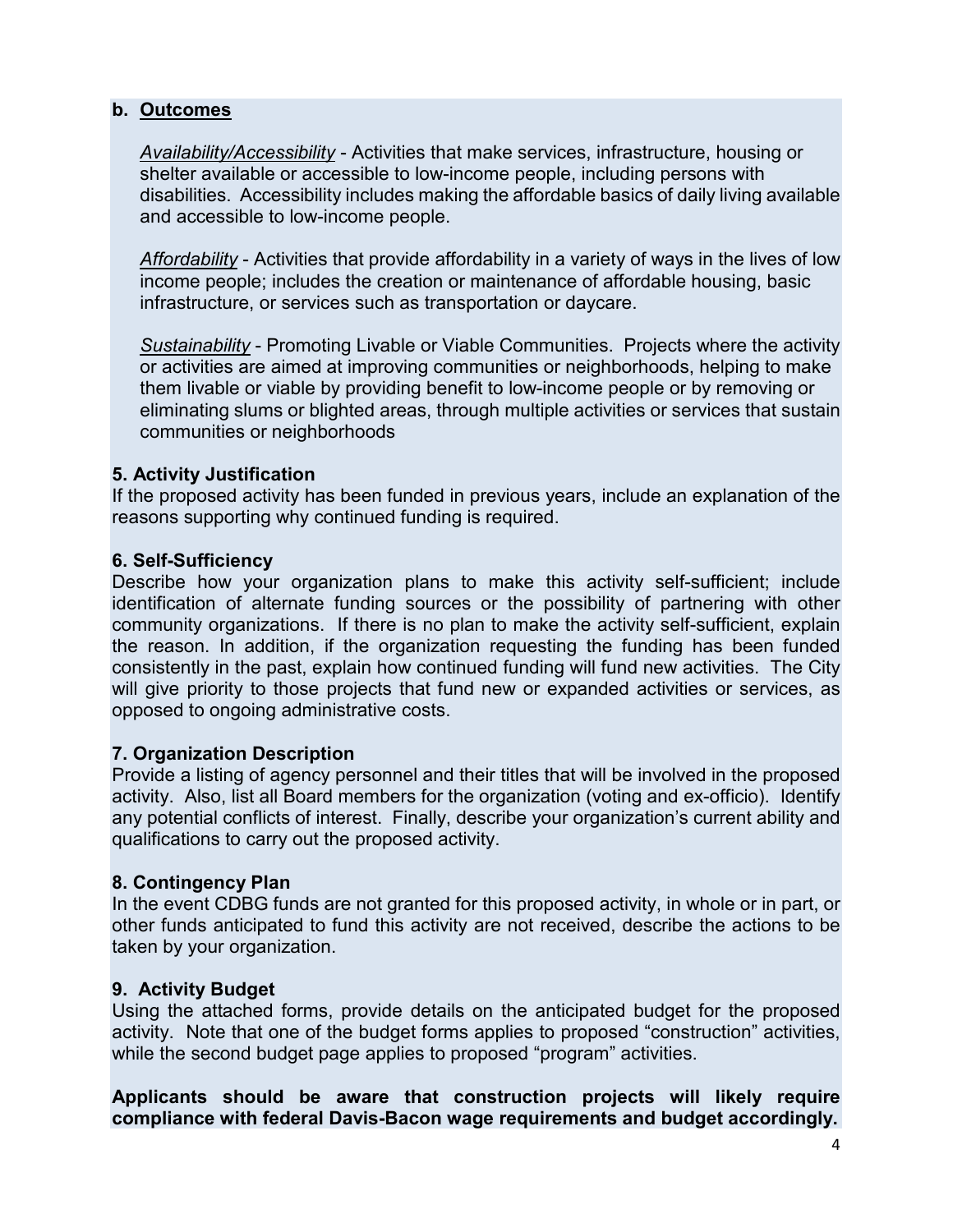**b. <u>Outcomes</u>**

*<u>Availability/Accessibility</u>* - Activities that make services, infrastructure, housing or shelter available or accessible to low-income people, including persons with disabilities. Accessibility includes making the affordable basics of daily living available and accessible to low-income people.

*<u>Affordability</u>* - Activities that provide affordability in a variety of ways in the lives of low income people; includes the creation or maintenance of affordable housing, basic infrastructure, or services such as transportation or daycare.

*<u>Sustainability</u>* - Promoting Livable or Viable Communities. Projects where the activity or activities are aimed at improving communities or neighborhoods, helping to make them livable or viable by providing benefit to low-income people or by removing or eliminating slums or blighted areas, through multiple activities or services that sustain communities or neighborhoods

**5. Activity Justification**

If the proposed activity has been funded in previous years, include an explanation of the reasons supporting why continued funding is required.

**6. Self-Sufficiency**

Describe how your organization plans to make this activity self-sufficient; include identification of alternate funding sources or the possibility of partnering with other community organizations. If there is no plan to make the activity self-sufficient, explain the reason. In addition, if the organization requesting the funding has been funded consistently in the past, explain how continued funding will fund new activities. The City will give priority to those projects that fund new or expanded activities or services, as opposed to ongoing administrative costs.

**7. Organization Description**

Provide a listing of agency personnel and their titles that will be involved in the proposed activity. Also, list all Board members for the organization (voting and ex-officio). Identify any potential conflicts of interest. Finally, describe your organization's current ability and qualifications to carry out the proposed activity.

**8. Contingency Plan**

In the event CDBG funds are not granted for this proposed activity, in whole or in part, or other funds anticipated to fund this activity are not received, describe the actions to be taken by your organization.

**9. Activity Budget**

Using the attached forms, provide details on the anticipated budget for the proposed activity. Note that one of the budget forms applies to proposed "construction" activities, while the second budget page applies to proposed "program" activities.

**Applicants should be aware that construction projects will likely require compliance with federal Davis-Bacon wage requirements and budget accordingly.**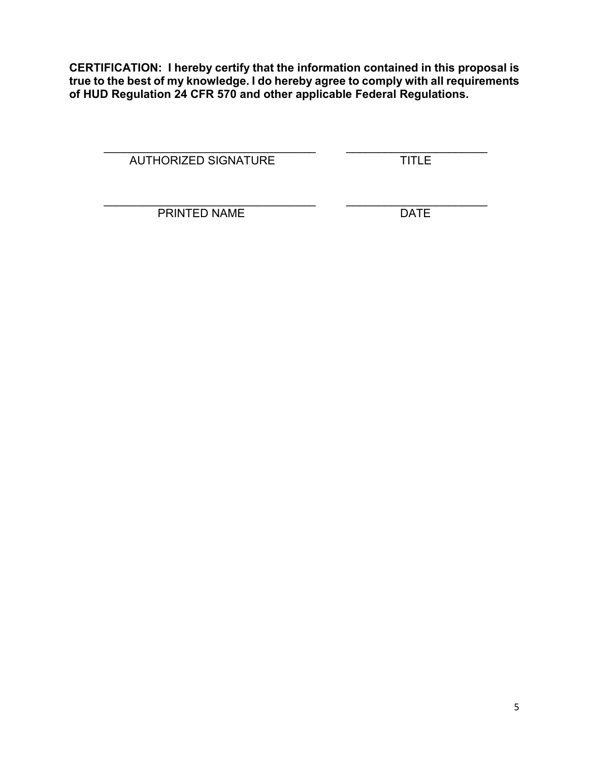**CERTIFICATION: I hereby certify that the information contained in this proposal is true to the best of my knowledge. I do hereby agree to comply with all requirements of HUD Regulation 24 CFR 570 and other applicable Federal Regulations.**

| ______________________________ | ______________________ |
|---|---|
| AUTHORIZED SIGNATURE | TITLE |
| ______________________________ | ______________________ |
| PRINTED NAME | DATE |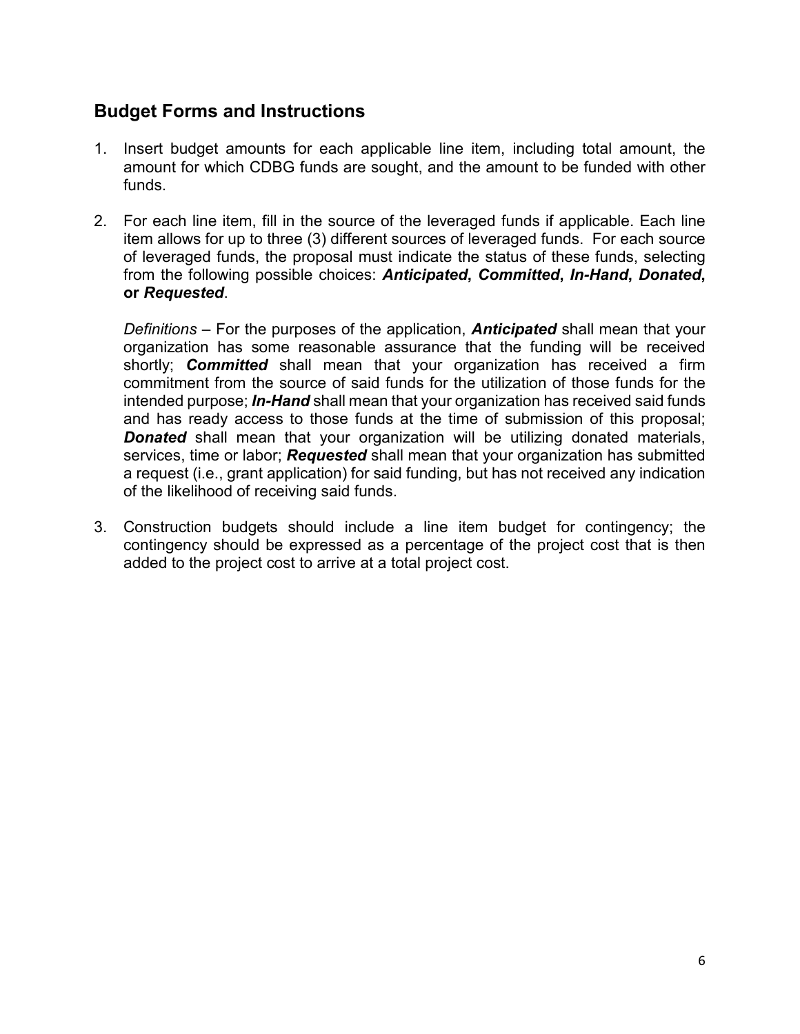## Budget Forms and Instructions

1. Insert budget amounts for each applicable line item, including total amount, the amount for which CDBG funds are sought, and the amount to be funded with other funds.

2. For each line item, fill in the source of the leveraged funds if applicable. Each line item allows for up to three (3) different sources of leveraged funds. For each source of leveraged funds, the proposal must indicate the status of these funds, selecting from the following possible choices: ***Anticipated*, *Committed*, *In-Hand*, *Donated*, or *Requested***.

   *Definitions* – For the purposes of the application, ***Anticipated*** shall mean that your organization has some reasonable assurance that the funding will be received shortly; ***Committed*** shall mean that your organization has received a firm commitment from the source of said funds for the utilization of those funds for the intended purpose; ***In-Hand*** shall mean that your organization has received said funds and has ready access to those funds at the time of submission of this proposal; ***Donated*** shall mean that your organization will be utilizing donated materials, services, time or labor; ***Requested*** shall mean that your organization has submitted a request (i.e., grant application) for said funding, but has not received any indication of the likelihood of receiving said funds.

3. Construction budgets should include a line item budget for contingency; the contingency should be expressed as a percentage of the project cost that is then added to the project cost to arrive at a total project cost.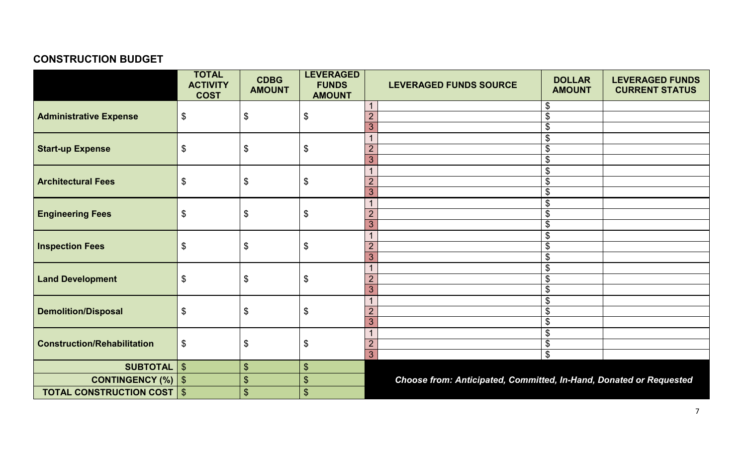## CONSTRUCTION BUDGET

| | TOTAL ACTIVITY COST | CDBG AMOUNT | LEVERAGED FUNDS AMOUNT | | LEVERAGED FUNDS SOURCE | DOLLAR AMOUNT | LEVERAGED FUNDS CURRENT STATUS |
|---|---|---|---|---|---|---|---|
| **Administrative Expense** | $ | $ | $ | 1 | | $ | |
| | | | | 2 | | $ | |
| | | | | 3 | | $ | |
| **Start-up Expense** | $ | $ | $ | 1 | | $ | |
| | | | | 2 | | $ | |
| | | | | 3 | | $ | |
| **Architectural Fees** | $ | $ | $ | 1 | | $ | |
| | | | | 2 | | $ | |
| | | | | 3 | | $ | |
| **Engineering Fees** | $ | $ | $ | 1 | | $ | |
| | | | | 2 | | $ | |
| | | | | 3 | | $ | |
| **Inspection Fees** | $ | $ | $ | 1 | | $ | |
| | | | | 2 | | $ | |
| | | | | 3 | | $ | |
| **Land Development** | $ | $ | $ | 1 | | $ | |
| | | | | 2 | | $ | |
| | | | | 3 | | $ | |
| **Demolition/Disposal** | $ | $ | $ | 1 | | $ | |
| | | | | 2 | | $ | |
| | | | | 3 | | $ | |
| **Construction/Rehabilitation** | $ | $ | $ | 1 | | $ | |
| | | | | 2 | | $ | |
| | | | | 3 | | $ | |
| **SUBTOTAL** | $ | $ | $ | | | | |
| **CONTINGENCY (%)** | $ | $ | $ | | ***Choose from: Anticipated, Committed, In-Hand, Donated or Requested*** | | |
| **TOTAL CONSTRUCTION COST** | $ | $ | $ | | | | |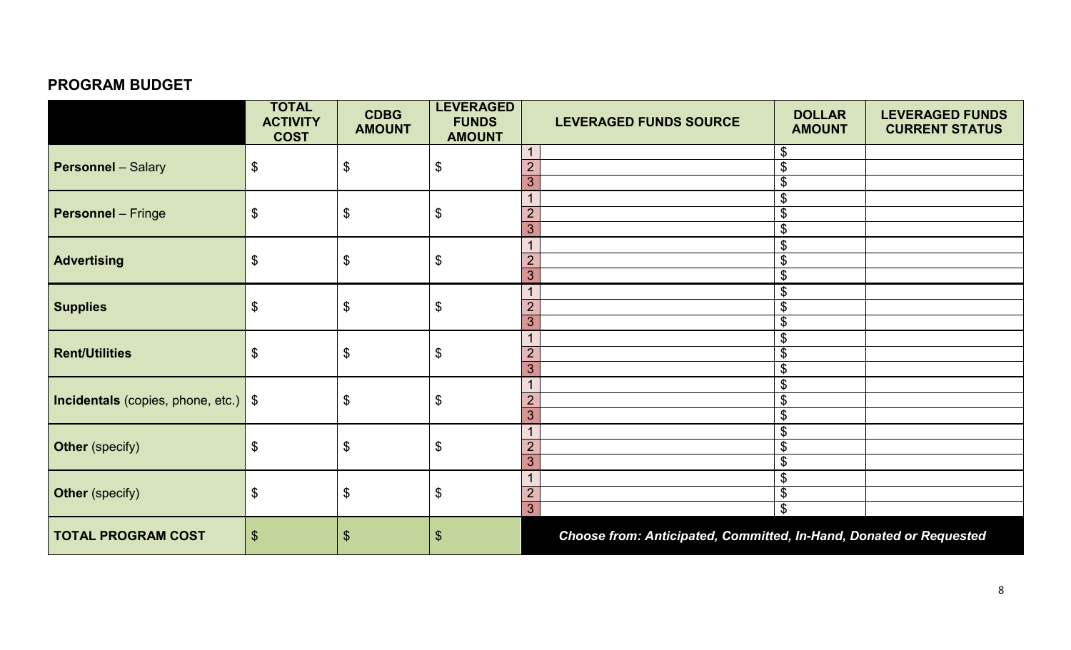## PROGRAM BUDGET

| | TOTAL ACTIVITY COST | CDBG AMOUNT | LEVERAGED FUNDS AMOUNT | | LEVERAGED FUNDS SOURCE | DOLLAR AMOUNT | LEVERAGED FUNDS CURRENT STATUS |
|---|---|---|---|---|---|---|---|
| **Personnel** – Salary | $ | $ | $ | 1 | | $ | |
| | | | | 2 | | $ | |
| | | | | 3 | | $ | |
| **Personnel** – Fringe | $ | $ | $ | 1 | | $ | |
| | | | | 2 | | $ | |
| | | | | 3 | | $ | |
| **Advertising** | $ | $ | $ | 1 | | $ | |
| | | | | 2 | | $ | |
| | | | | 3 | | $ | |
| **Supplies** | $ | $ | $ | 1 | | $ | |
| | | | | 2 | | $ | |
| | | | | 3 | | $ | |
| **Rent/Utilities** | $ | $ | $ | 1 | | $ | |
| | | | | 2 | | $ | |
| | | | | 3 | | $ | |
| **Incidentals** (copies, phone, etc.) | $ | $ | $ | 1 | | $ | |
| | | | | 2 | | $ | |
| | | | | 3 | | $ | |
| **Other** (specify) | $ | $ | $ | 1 | | $ | |
| | | | | 2 | | $ | |
| | | | | 3 | | $ | |
| **Other** (specify) | $ | $ | $ | 1 | | $ | |
| | | | | 2 | | $ | |
| | | | | 3 | | $ | |
| **TOTAL PROGRAM COST** | $ | $ | $ | ***Choose from: Anticipated, Committed, In-Hand, Donated or Requested*** | | | |